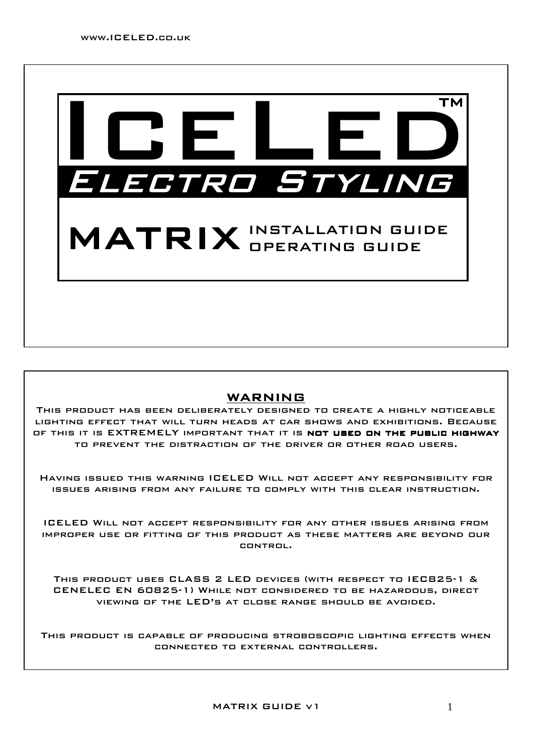www.ICELED.co.uk

# ICELED™

## Electro Styling

# MATRIX INSTALLATION GUIDE OPERATING GUIDE

## WARNING

This product has been deliberately designed to create a highly noticeable lighting effect that will turn heads at car shows and exhibitions. Because of this it is EXTREMELY important that it is **not used on the public highway** to prevent the distraction of the driver or other road users.

Having issued this warning ICELED Will not accept any responsibility for issues arising from any failure to comply with this clear instruction.

ICELED Will not accept responsibility for any other issues arising from improper use or fitting of this product as these matters are beyond our control.

This product uses CLASS 2 LED devices (with respect to IEC825-1 & CENELEC EN 60825-1) While not considered to be hazardous, direct viewing of the LED's at close range should be avoided.

This product is capable of producing stroboscopic lighting effects when connected to external controllers.

MATRIX GUIDE v1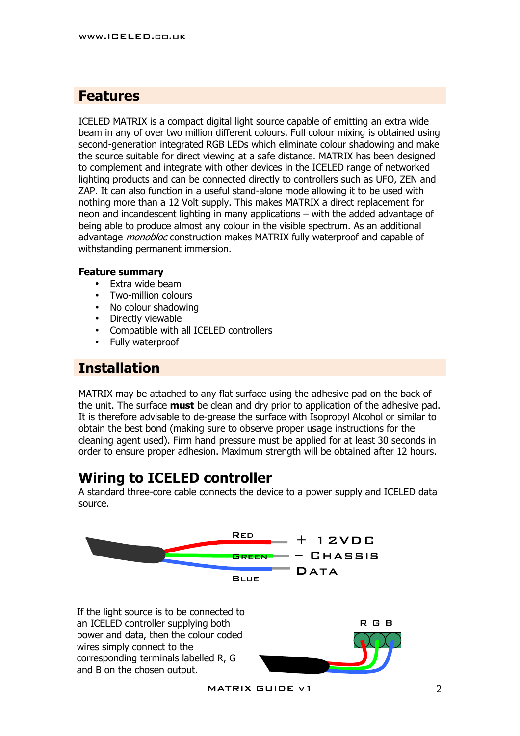## Features

ICELED MATRIX is a compact digital light source capable of emitting an extra wide beam in any of over two million different colours. Full colour mixing is obtained using second-generation integrated RGB LEDs which eliminate colour shadowing and make the source suitable for direct viewing at a safe distance. MATRIX has been designed to complement and integrate with other devices in the ICELED range of networked lighting products and can be connected directly to controllers such as UFO, ZEN and ZAP. It can also function in a useful stand-alone mode allowing it to be used with nothing more than a 12 Volt supply. This makes MATRIX a direct replacement for neon and incandescent lighting in many applications – with the added advantage of being able to produce almost any colour in the visible spectrum. As an additional advantage *monobloc* construction makes MATRIX fully waterproof and capable of withstanding permanent immersion.

**Feature summary**

- Extra wide beam
- Two-million colours
- No colour shadowing
- Directly viewable
- Compatible with all ICELED controllers
- Fully waterproof

## Installation

MATRIX may be attached to any flat surface using the adhesive pad on the back of the unit. The surface **must** be clean and dry prior to application of the adhesive pad. It is therefore advisable to de-grease the surface with Isopropyl Alcohol or similar to obtain the best bond (making sure to observe proper usage instructions for the cleaning agent used). Firm hand pressure must be applied for at least 30 seconds in order to ensure proper adhesion. Maximum strength will be obtained after 12 hours.

## Wiring to ICELED controller

A standard three-core cable connects the device to a power supply and ICELED data source.

RED + 12VDC
GREEN − CHASSIS
BLUE DATA

If the light source is to be connected to an ICELED controller supplying both power and data, then the colour coded wires simply connect to the corresponding terminals labelled R, G and B on the chosen output.

R G B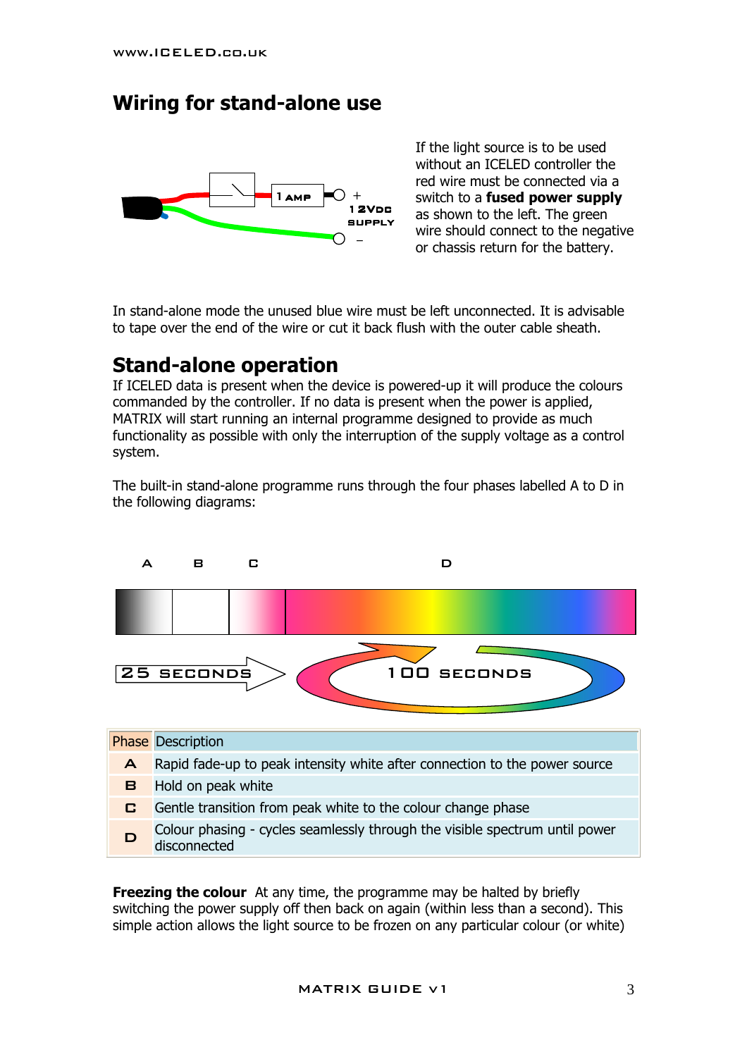## Wiring for stand-alone use

If the light source is to be used without an ICELED controller the red wire must be connected via a switch to a **fused power supply** as shown to the left. The green wire should connect to the negative or chassis return for the battery.

In stand-alone mode the unused blue wire must be left unconnected. It is advisable to tape over the end of the wire or cut it back flush with the outer cable sheath.

## Stand-alone operation

If ICELED data is present when the device is powered-up it will produce the colours commanded by the controller. If no data is present when the power is applied, MATRIX will start running an internal programme designed to provide as much functionality as possible with only the interruption of the supply voltage as a control system.

The built-in stand-alone programme runs through the four phases labelled A to D in the following diagrams:

| Phase | Description |
|---|---|
| A | Rapid fade-up to peak intensity white after connection to the power source |
| B | Hold on peak white |
| C | Gentle transition from peak white to the colour change phase |
| D | Colour phasing - cycles seamlessly through the visible spectrum until power disconnected |

**Freezing the colour** At any time, the programme may be halted by briefly switching the power supply off then back on again (within less than a second). This simple action allows the light source to be frozen on any particular colour (or white)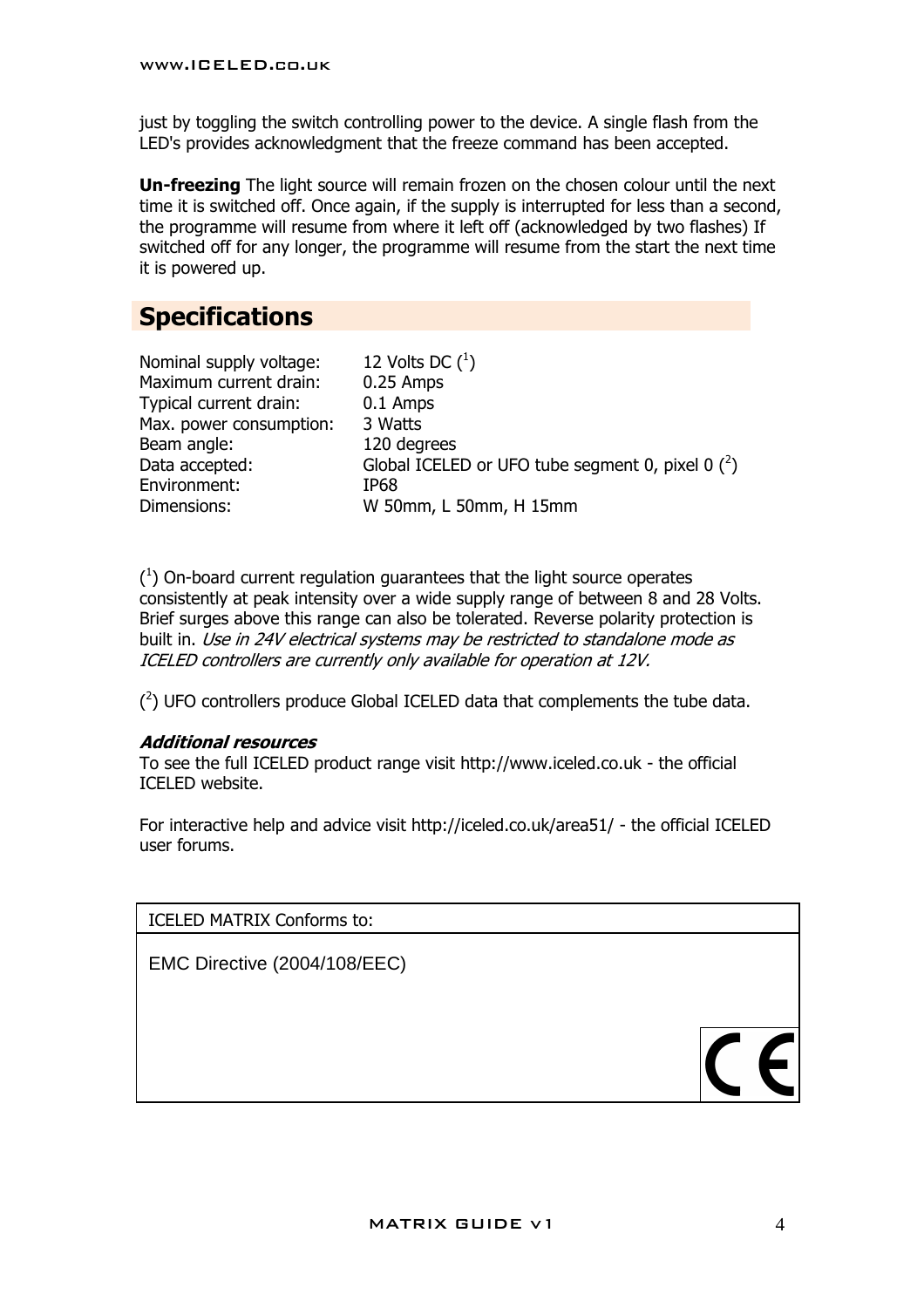just by toggling the switch controlling power to the device. A single flash from the LED's provides acknowledgment that the freeze command has been accepted.

**Un-freezing** The light source will remain frozen on the chosen colour until the next time it is switched off. Once again, if the supply is interrupted for less than a second, the programme will resume from where it left off (acknowledged by two flashes) If switched off for any longer, the programme will resume from the start the next time it is powered up.

## Specifications

| | |
|---|---|
| Nominal supply voltage: | 12 Volts DC ([1]) |
| Maximum current drain: | 0.25 Amps |
| Typical current drain: | 0.1 Amps |
| Max. power consumption: | 3 Watts |
| Beam angle: | 120 degrees |
| Data accepted: | Global ICELED or UFO tube segment 0, pixel 0 ([2]) |
| Environment: | IP68 |
| Dimensions: | W 50mm, L 50mm, H 15mm |

([1]) On-board current regulation guarantees that the light source operates consistently at peak intensity over a wide supply range of between 8 and 28 Volts. Brief surges above this range can also be tolerated. Reverse polarity protection is built in. *Use in 24V electrical systems may be restricted to standalone mode as ICELED controllers are currently only available for operation at 12V.*

([2]) UFO controllers produce Global ICELED data that complements the tube data.

***Additional resources***

To see the full ICELED product range visit http://www.iceled.co.uk - the official ICELED website.

For interactive help and advice visit http://iceled.co.uk/area51/ - the official ICELED user forums.

| ICELED MATRIX Conforms to: |
|---|
| EMC Directive (2004/108/EEC) |

CE